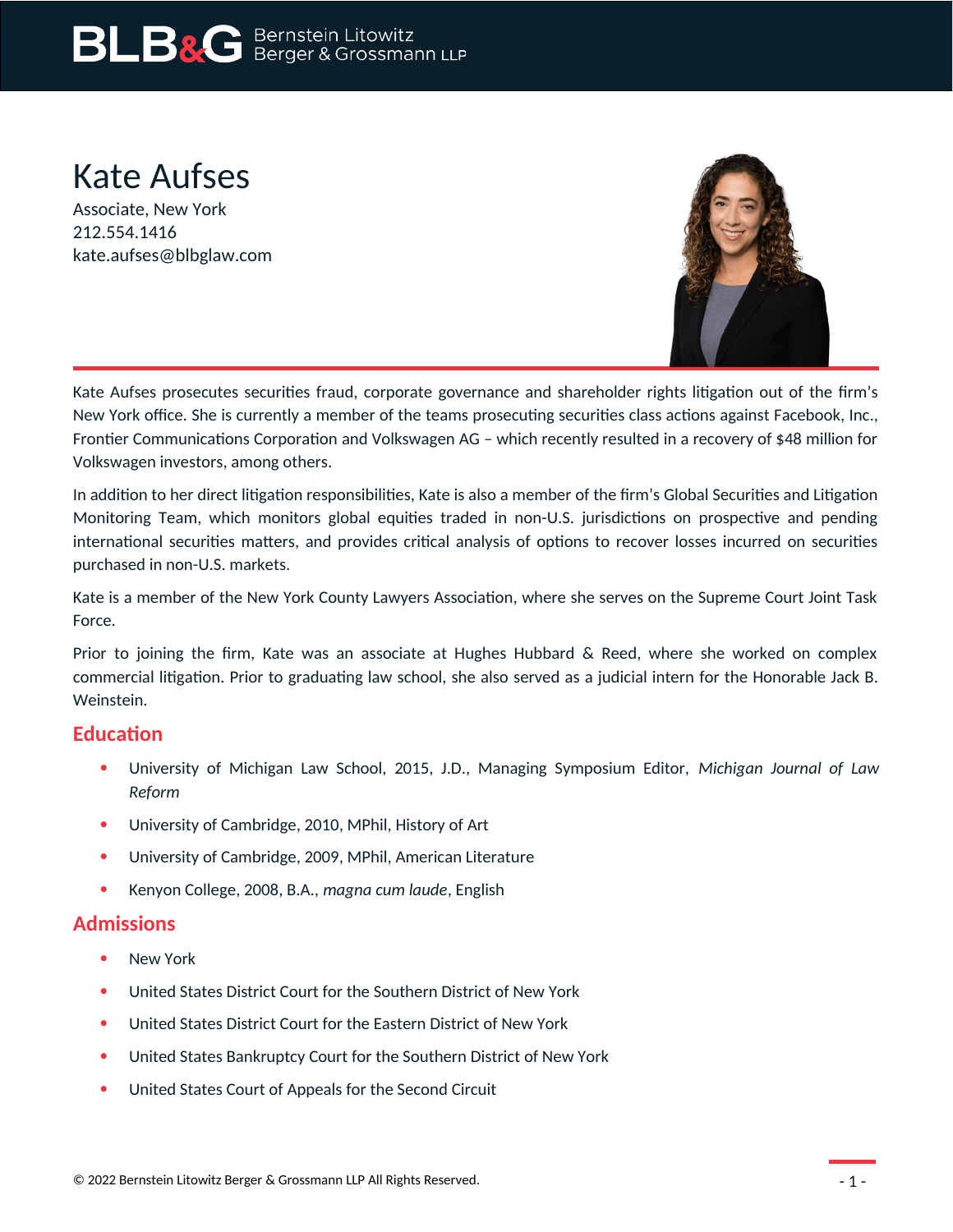# Kate Aufses

Associate, New York
212.554.1416
kate.aufses@blbglaw.com

Kate Aufses prosecutes securities fraud, corporate governance and shareholder rights litigation out of the firm's New York office. She is currently a member of the teams prosecuting securities class actions against Facebook, Inc., Frontier Communications Corporation and Volkswagen AG – which recently resulted in a recovery of $48 million for Volkswagen investors, among others.

In addition to her direct litigation responsibilities, Kate is also a member of the firm's Global Securities and Litigation Monitoring Team, which monitors global equities traded in non-U.S. jurisdictions on prospective and pending international securities matters, and provides critical analysis of options to recover losses incurred on securities purchased in non-U.S. markets.

Kate is a member of the New York County Lawyers Association, where she serves on the Supreme Court Joint Task Force.

Prior to joining the firm, Kate was an associate at Hughes Hubbard & Reed, where she worked on complex commercial litigation. Prior to graduating law school, she also served as a judicial intern for the Honorable Jack B. Weinstein.

## Education

- University of Michigan Law School, 2015, J.D., Managing Symposium Editor, *Michigan Journal of Law Reform*
- University of Cambridge, 2010, MPhil, History of Art
- University of Cambridge, 2009, MPhil, American Literature
- Kenyon College, 2008, B.A., *magna cum laude*, English

## Admissions

- New York
- United States District Court for the Southern District of New York
- United States District Court for the Eastern District of New York
- United States Bankruptcy Court for the Southern District of New York
- United States Court of Appeals for the Second Circuit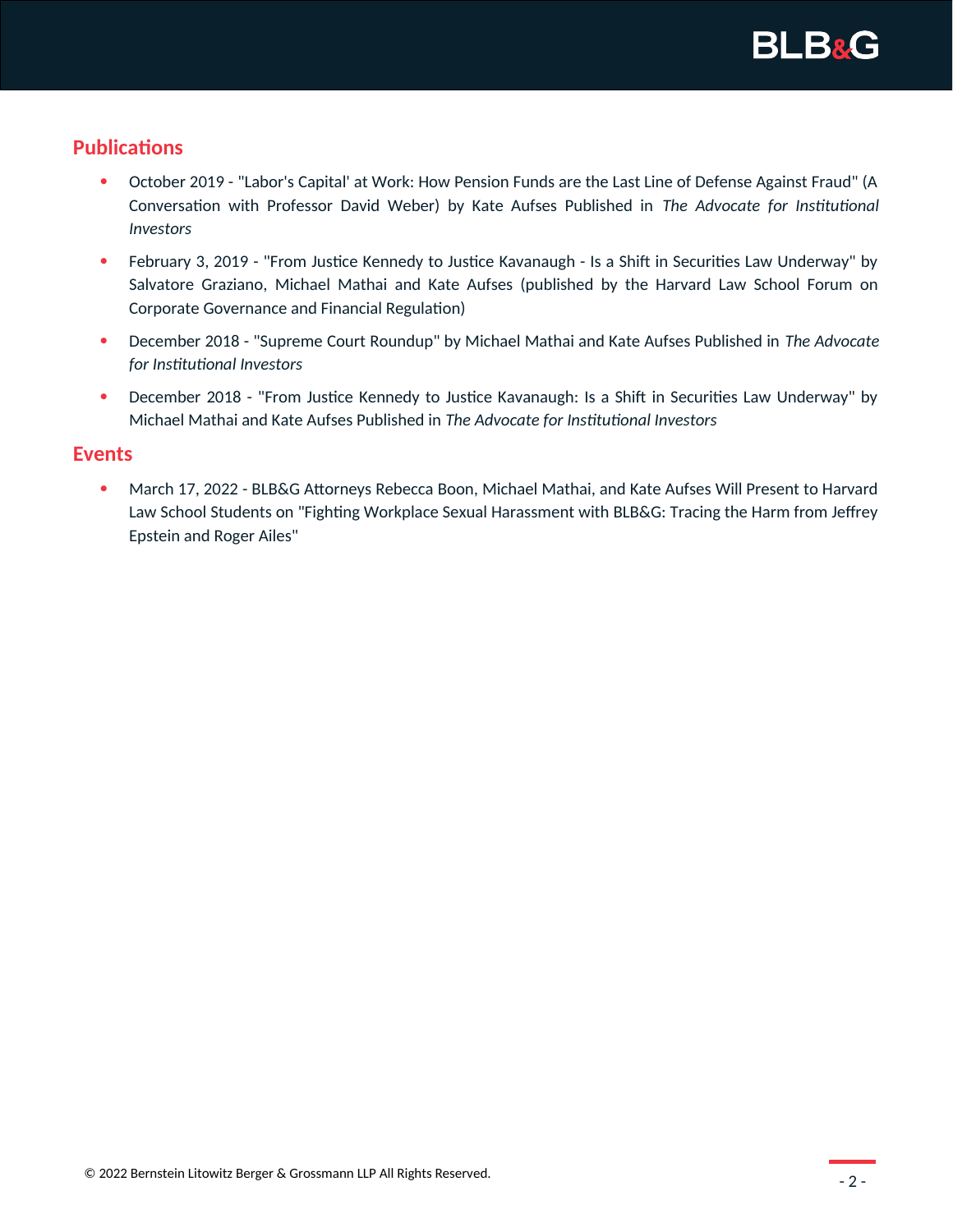## Publications

- October 2019 - "Labor's Capital' at Work: How Pension Funds are the Last Line of Defense Against Fraud" (A Conversation with Professor David Weber) by Kate Aufses Published in *The Advocate for Institutional Investors*
- February 3, 2019 - "From Justice Kennedy to Justice Kavanaugh - Is a Shift in Securities Law Underway" by Salvatore Graziano, Michael Mathai and Kate Aufses (published by the Harvard Law School Forum on Corporate Governance and Financial Regulation)
- December 2018 - "Supreme Court Roundup" by Michael Mathai and Kate Aufses Published in *The Advocate for Institutional Investors*
- December 2018 - "From Justice Kennedy to Justice Kavanaugh: Is a Shift in Securities Law Underway" by Michael Mathai and Kate Aufses Published in *The Advocate for Institutional Investors*

## Events

- March 17, 2022 - BLB&G Attorneys Rebecca Boon, Michael Mathai, and Kate Aufses Will Present to Harvard Law School Students on "Fighting Workplace Sexual Harassment with BLB&G: Tracing the Harm from Jeffrey Epstein and Roger Ailes"

© 2022 Bernstein Litowitz Berger & Grossmann LLP All Rights Reserved.